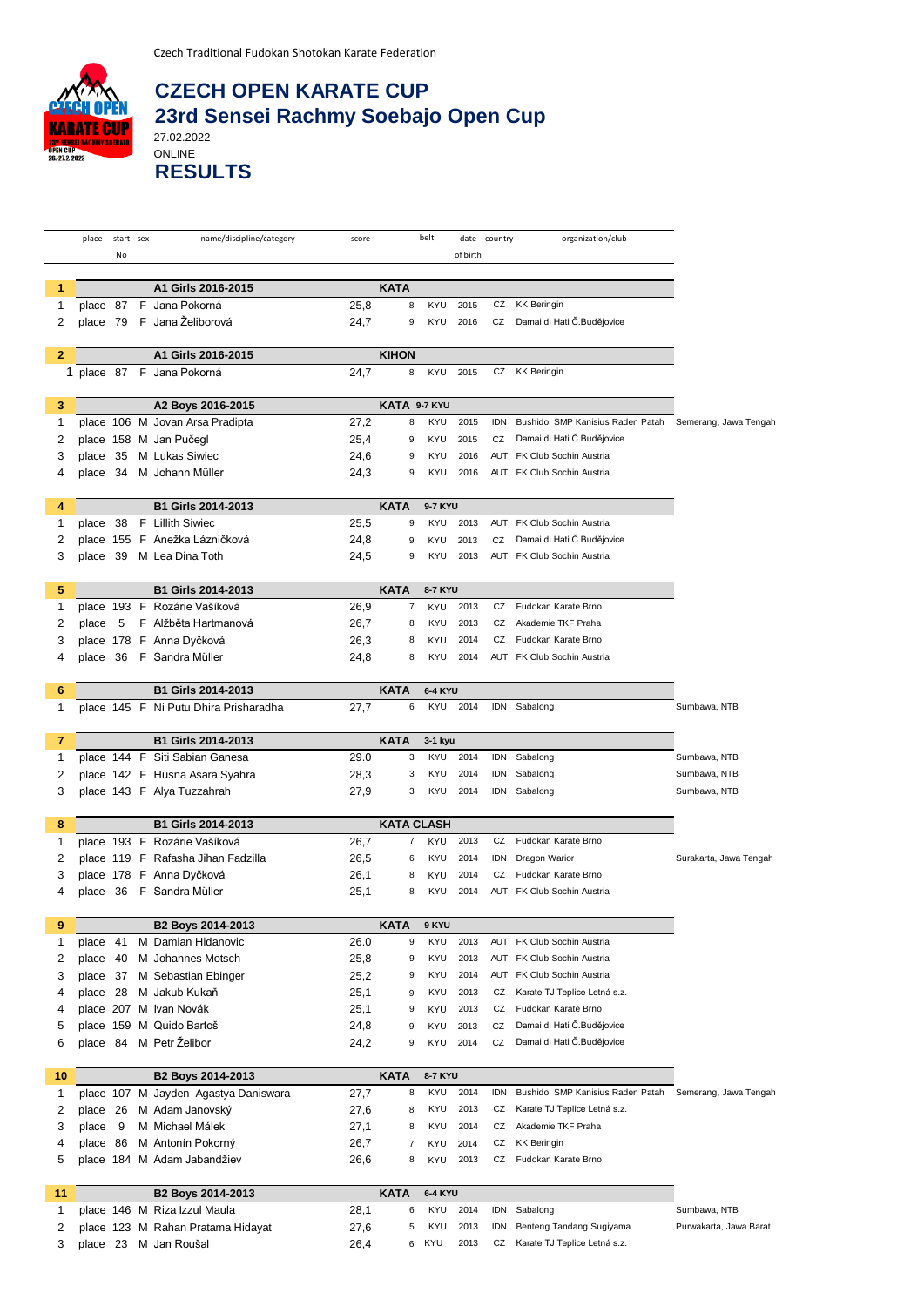Czech Traditional Fudokan Shotokan Karate Federation

# CZECH OPEN KARATE CUP

## 23rd Sensei Rachmy Soebajo Open Cup

27.02.2022

ONLINE

## RESULTS

| | place | start No | sex | name/discipline/category | score | | belt | date of birth | country | organization/club | |
|---|---|---|---|---|---|---|---|---|---|---|---|
| **1** | | | | **A1 Girls 2016-2015** | | **KATA** | | | | | |
| 1 | place | 87 | F | Jana Pokorná | 25,8 | 8 | KYU | 2015 | CZ | KK Beringin | |
| 2 | place | 79 | F | Jana Želiborová | 24,7 | 9 | KYU | 2016 | CZ | Damai di Hati Č.Budějovice | |
| **2** | | | | **A1 Girls 2016-2015** | | **KIHON** | | | | | |
| 1 | place | 87 | F | Jana Pokorná | 24,7 | 8 | KYU | 2015 | CZ | KK Beringin | |
| **3** | | | | **A2 Boys 2016-2015** | | **KATA** | **9-7 KYU** | | | | |
| 1 | place | 106 | M | Jovan Arsa Pradipta | 27,2 | 8 | KYU | 2015 | IDN | Bushido, SMP Kanisius Raden Patah | Semerang, Jawa Tengah |
| 2 | place | 158 | M | Jan Pučegl | 25,4 | 9 | KYU | 2015 | CZ | Damai di Hati Č.Budějovice | |
| 3 | place | 35 | M | Lukas Siwiec | 24,6 | 9 | KYU | 2016 | AUT | FK Club Sochin Austria | |
| 4 | place | 34 | M | Johann Müller | 24,3 | 9 | KYU | 2016 | AUT | FK Club Sochin Austria | |
| **4** | | | | **B1 Girls 2014-2013** | | **KATA** | **9-7 KYU** | | | | |
| 1 | place | 38 | F | Lillith Siwiec | 25,5 | 9 | KYU | 2013 | AUT | FK Club Sochin Austria | |
| 2 | place | 155 | F | Anežka Lázničková | 24,8 | 9 | KYU | 2013 | CZ | Damai di Hati Č.Budějovice | |
| 3 | place | 39 | M | Lea Dina Toth | 24,5 | 9 | KYU | 2013 | AUT | FK Club Sochin Austria | |
| **5** | | | | **B1 Girls 2014-2013** | | **KATA** | **8-7 KYU** | | | | |
| 1 | place | 193 | F | Rozárie Vašíková | 26,9 | 7 | KYU | 2013 | CZ | Fudokan Karate Brno | |
| 2 | place | 5 | F | Alžběta Hartmanová | 26,7 | 8 | KYU | 2013 | CZ | Akademie TKF Praha | |
| 3 | place | 178 | F | Anna Dyčková | 26,3 | 8 | KYU | 2014 | CZ | Fudokan Karate Brno | |
| 4 | place | 36 | F | Sandra Müller | 24,8 | 8 | KYU | 2014 | AUT | FK Club Sochin Austria | |
| **6** | | | | **B1 Girls 2014-2013** | | **KATA** | **6-4 KYU** | | | | |
| 1 | place | 145 | F | Ni Putu Dhira Prisharadha | 27,7 | 6 | KYU | 2014 | IDN | Sabalong | Sumbawa, NTB |
| **7** | | | | **B1 Girls 2014-2013** | | **KATA** | **3-1 kyu** | | | | |
| 1 | place | 144 | F | Siti Sabian Ganesa | 29.0 | 3 | KYU | 2014 | IDN | Sabalong | Sumbawa, NTB |
| 2 | place | 142 | F | Husna Asara Syahra | 28,3 | 3 | KYU | 2014 | IDN | Sabalong | Sumbawa, NTB |
| 3 | place | 143 | F | Alya Tuzzahrah | 27,9 | 3 | KYU | 2014 | IDN | Sabalong | Sumbawa, NTB |
| **8** | | | | **B1 Girls 2014-2013** | | **KATA CLASH** | | | | | |
| 1 | place | 193 | F | Rozárie Vašíková | 26,7 | 7 | KYU | 2013 | CZ | Fudokan Karate Brno | |
| 2 | place | 119 | F | Rafasha Jihan Fadzilla | 26,5 | 6 | KYU | 2014 | IDN | Dragon Warior | Surakarta, Jawa Tengah |
| 3 | place | 178 | F | Anna Dyčková | 26,1 | 8 | KYU | 2014 | CZ | Fudokan Karate Brno | |
| 4 | place | 36 | F | Sandra Müller | 25,1 | 8 | KYU | 2014 | AUT | FK Club Sochin Austria | |
| **9** | | | | **B2 Boys 2014-2013** | | **KATA** | **9 KYU** | | | | |
| 1 | place | 41 | M | Damian Hidanovic | 26.0 | 9 | KYU | 2013 | AUT | FK Club Sochin Austria | |
| 2 | place | 40 | M | Johannes Motsch | 25,8 | 9 | KYU | 2013 | AUT | FK Club Sochin Austria | |
| 3 | place | 37 | M | Sebastian Ebinger | 25,2 | 9 | KYU | 2014 | AUT | FK Club Sochin Austria | |
| 4 | place | 28 | M | Jakub Kukaň | 25,1 | 9 | KYU | 2013 | CZ | Karate TJ Teplice Letná s.z. | |
| 4 | place | 207 | M | Ivan Novák | 25,1 | 9 | KYU | 2013 | CZ | Fudokan Karate Brno | |
| 5 | place | 159 | M | Quido Bartoš | 24,8 | 9 | KYU | 2013 | CZ | Damai di Hati Č.Budějovice | |
| 6 | place | 84 | M | Petr Želibor | 24,2 | 9 | KYU | 2014 | CZ | Damai di Hati Č.Budějovice | |
| **10** | | | | **B2 Boys 2014-2013** | | **KATA** | **8-7 KYU** | | | | |
| 1 | place | 107 | M | Jayden Agastya Daniswara | 27,7 | 8 | KYU | 2014 | IDN | Bushido, SMP Kanisius Raden Patah | Semerang, Jawa Tengah |
| 2 | place | 26 | M | Adam Janovský | 27,6 | 8 | KYU | 2013 | CZ | Karate TJ Teplice Letná s.z. | |
| 3 | place | 9 | M | Michael Málek | 27,1 | 8 | KYU | 2014 | CZ | Akademie TKF Praha | |
| 4 | place | 86 | M | Antonín Pokorný | 26,7 | 7 | KYU | 2014 | CZ | KK Beringin | |
| 5 | place | 184 | M | Adam Jabandžiev | 26,6 | 8 | KYU | 2013 | CZ | Fudokan Karate Brno | |
| **11** | | | | **B2 Boys 2014-2013** | | **KATA** | **6-4 KYU** | | | | |
| 1 | place | 146 | M | Riza Izzul Maula | 28,1 | 6 | KYU | 2014 | IDN | Sabalong | Sumbawa, NTB |
| 2 | place | 123 | M | Rahan Pratama Hidayat | 27,6 | 5 | KYU | 2013 | IDN | Benteng Tandang Sugiyama | Purwakarta, Jawa Barat |
| 3 | place | 23 | M | Jan Roušal | 26,4 | 6 | KYU | 2013 | CZ | Karate TJ Teplice Letná s.z. | |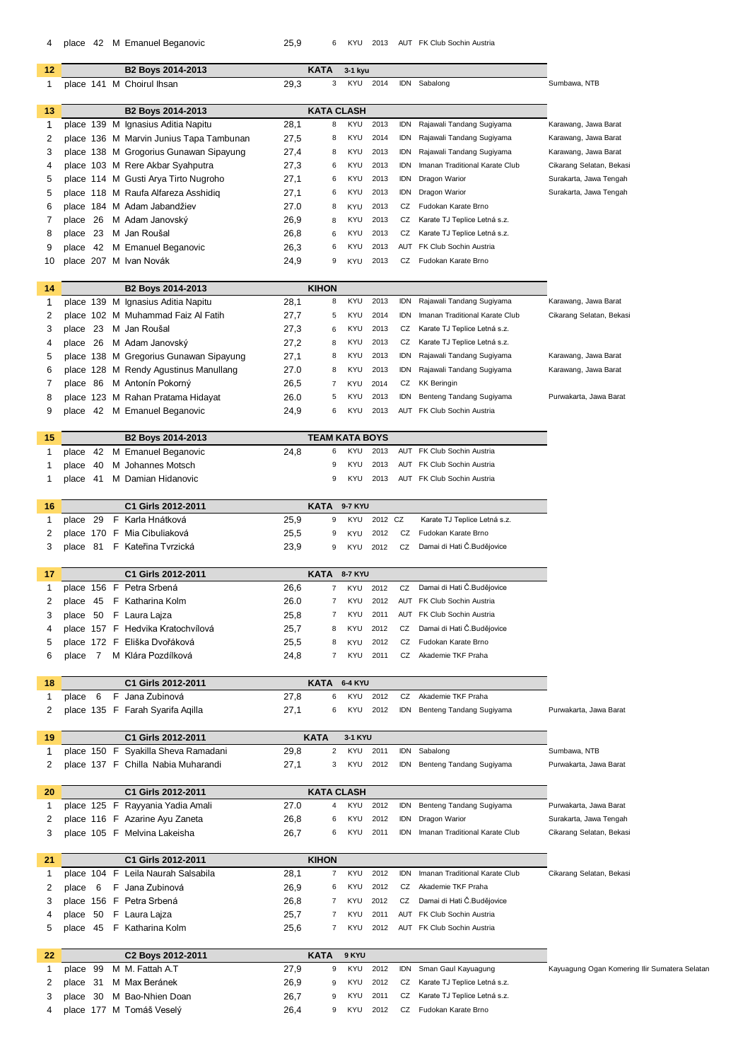| | | | | | | | | | | |
|---|---|---|---|---|---|---|---|---|---|---|
| 4 | place | 42 | M | Emanuel Beganovic | 25,9 | 6 | KYU | 2013 | AUT | FK Club Sochin Austria | |

| 12 | | | | B2 Boys 2014-2013 | | KATA | 3-1 kyu | | | | |
|---|---|---|---|---|---|---|---|---|---|---|---|
| 1 | place | 141 | M | Choirul Ihsan | 29,3 | 3 | KYU | 2014 | IDN | Sabalong | Sumbawa, NTB |

| 13 | | | | B2 Boys 2014-2013 | | KATA CLASH | | | | | |
|---|---|---|---|---|---|---|---|---|---|---|---|
| 1 | place | 139 | M | Ignasius Aditia Napitu | 28,1 | 8 | KYU | 2013 | IDN | Rajawali Tandang Sugiyama | Karawang, Jawa Barat |
| 2 | place | 136 | M | Marvin Junius Tapa Tambunan | 27,5 | 8 | KYU | 2014 | IDN | Rajawali Tandang Sugiyama | Karawang, Jawa Barat |
| 3 | place | 138 | M | Grogorius Gunawan Sipayung | 27,4 | 8 | KYU | 2013 | IDN | Rajawali Tandang Sugiyama | Karawang, Jawa Barat |
| 4 | place | 103 | M | Rere Akbar Syahputra | 27,3 | 6 | KYU | 2013 | IDN | Imanan Traditional Karate Club | Cikarang Selatan, Bekasi |
| 5 | place | 114 | M | Gusti Arya Tirto Nugroho | 27,1 | 6 | KYU | 2013 | IDN | Dragon Warior | Surakarta, Jawa Tengah |
| 5 | place | 118 | M | Raufa Alfareza Asshidiq | 27,1 | 6 | KYU | 2013 | IDN | Dragon Warior | Surakarta, Jawa Tengah |
| 6 | place | 184 | M | Adam Jabandžiev | 27.0 | 8 | KYU | 2013 | CZ | Fudokan Karate Brno | |
| 7 | place | 26 | M | Adam Janovský | 26,9 | 8 | KYU | 2013 | CZ | Karate TJ Teplice Letná s.z. | |
| 8 | place | 23 | M | Jan Roušal | 26,8 | 6 | KYU | 2013 | CZ | Karate TJ Teplice Letná s.z. | |
| 9 | place | 42 | M | Emanuel Beganovic | 26,3 | 6 | KYU | 2013 | AUT | FK Club Sochin Austria | |
| 10 | place | 207 | M | Ivan Novák | 24,9 | 9 | KYU | 2013 | CZ | Fudokan Karate Brno | |

| 14 | | | | B2 Boys 2014-2013 | | KIHON | | | | | |
|---|---|---|---|---|---|---|---|---|---|---|---|
| 1 | place | 139 | M | Ignasius Aditia Napitu | 28,1 | 8 | KYU | 2013 | IDN | Rajawali Tandang Sugiyama | Karawang, Jawa Barat |
| 2 | place | 102 | M | Muhammad Faiz Al Fatih | 27,7 | 5 | KYU | 2014 | IDN | Imanan Traditional Karate Club | Cikarang Selatan, Bekasi |
| 3 | place | 23 | M | Jan Roušal | 27,3 | 6 | KYU | 2013 | CZ | Karate TJ Teplice Letná s.z. | |
| 4 | place | 26 | M | Adam Janovský | 27,2 | 8 | KYU | 2013 | CZ | Karate TJ Teplice Letná s.z. | |
| 5 | place | 138 | M | Gregorius Gunawan Sipayung | 27,1 | 8 | KYU | 2013 | IDN | Rajawali Tandang Sugiyama | Karawang, Jawa Barat |
| 6 | place | 128 | M | Rendy Agustinus Manullang | 27.0 | 8 | KYU | 2013 | IDN | Rajawali Tandang Sugiyama | Karawang, Jawa Barat |
| 7 | place | 86 | M | Antonín Pokorný | 26,5 | 7 | KYU | 2014 | CZ | KK Beringin | |
| 8 | place | 123 | M | Rahan Pratama Hidayat | 26.0 | 5 | KYU | 2013 | IDN | Benteng Tandang Sugiyama | Purwakarta, Jawa Barat |
| 9 | place | 42 | M | Emanuel Beganovic | 24,9 | 6 | KYU | 2013 | AUT | FK Club Sochin Austria | |

| 15 | | | | B2 Boys 2014-2013 | | TEAM KATA BOYS | | | | | |
|---|---|---|---|---|---|---|---|---|---|---|---|
| 1 | place | 42 | M | Emanuel Beganovic | 24,8 | 6 | KYU | 2013 | AUT | FK Club Sochin Austria | |
| 1 | place | 40 | M | Johannes Motsch | | 9 | KYU | 2013 | AUT | FK Club Sochin Austria | |
| 1 | place | 41 | M | Damian Hidanovic | | 9 | KYU | 2013 | AUT | FK Club Sochin Austria | |

| 16 | | | | C1 Girls 2012-2011 | | KATA | 9-7 KYU | | | | |
|---|---|---|---|---|---|---|---|---|---|---|---|
| 1 | place | 29 | F | Karla Hnátková | 25,9 | 9 | KYU | 2012 | CZ | Karate TJ Teplice Letná s.z. | |
| 2 | place | 170 | F | Mia Cibuliaková | 25,5 | 9 | KYU | 2012 | CZ | Fudokan Karate Brno | |
| 3 | place | 81 | F | Kateřina Tvrzická | 23,9 | 9 | KYU | 2012 | CZ | Damai di Hati Č.Budějovice | |

| 17 | | | | C1 Girls 2012-2011 | | KATA | 8-7 KYU | | | | |
|---|---|---|---|---|---|---|---|---|---|---|---|
| 1 | place | 156 | F | Petra Srbená | 26,6 | 7 | KYU | 2012 | CZ | Damai di Hati Č.Budějovice | |
| 2 | place | 45 | F | Katharina Kolm | 26.0 | 7 | KYU | 2012 | AUT | FK Club Sochin Austria | |
| 3 | place | 50 | F | Laura Lajza | 25,8 | 7 | KYU | 2011 | AUT | FK Club Sochin Austria | |
| 4 | place | 157 | F | Hedvika Kratochvílová | 25,7 | 8 | KYU | 2012 | CZ | Damai di Hati Č.Budějovice | |
| 5 | place | 172 | F | Eliška Dvořáková | 25,5 | 8 | KYU | 2012 | CZ | Fudokan Karate Brno | |
| 6 | place | 7 | M | Klára Pozdílková | 24,8 | 7 | KYU | 2011 | CZ | Akademie TKF Praha | |

| 18 | | | | C1 Girls 2012-2011 | | KATA | 6-4 KYU | | | | |
|---|---|---|---|---|---|---|---|---|---|---|---|
| 1 | place | 6 | F | Jana Zubinová | 27,8 | 6 | KYU | 2012 | CZ | Akademie TKF Praha | |
| 2 | place | 135 | F | Farah Syarifa Aqilla | 27,1 | 6 | KYU | 2012 | IDN | Benteng Tandang Sugiyama | Purwakarta, Jawa Barat |

| 19 | | | | C1 Girls 2012-2011 | | KATA | 3-1 KYU | | | | |
|---|---|---|---|---|---|---|---|---|---|---|---|
| 1 | place | 150 | F | Syakilla Sheva Ramadani | 29,8 | 2 | KYU | 2011 | IDN | Sabalong | Sumbawa, NTB |
| 2 | place | 137 | F | Chilla Nabia Muharandi | 27,1 | 3 | KYU | 2012 | IDN | Benteng Tandang Sugiyama | Purwakarta, Jawa Barat |

| 20 | | | | C1 Girls 2012-2011 | | KATA CLASH | | | | | |
|---|---|---|---|---|---|---|---|---|---|---|---|
| 1 | place | 125 | F | Rayyania Yadia Amali | 27.0 | 4 | KYU | 2012 | IDN | Benteng Tandang Sugiyama | Purwakarta, Jawa Barat |
| 2 | place | 116 | F | Azarine Ayu Zaneta | 26,8 | 6 | KYU | 2012 | IDN | Dragon Warior | Surakarta, Jawa Tengah |
| 3 | place | 105 | F | Melvina Lakeisha | 26,7 | 6 | KYU | 2011 | IDN | Imanan Traditional Karate Club | Cikarang Selatan, Bekasi |

| 21 | | | | C1 Girls 2012-2011 | | KIHON | | | | | |
|---|---|---|---|---|---|---|---|---|---|---|---|
| 1 | place | 104 | F | Leila Naurah Salsabila | 28,1 | 7 | KYU | 2012 | IDN | Imanan Traditional Karate Club | Cikarang Selatan, Bekasi |
| 2 | place | 6 | F | Jana Zubinová | 26,9 | 6 | KYU | 2012 | CZ | Akademie TKF Praha | |
| 3 | place | 156 | F | Petra Srbená | 26,8 | 7 | KYU | 2012 | CZ | Damai di Hati Č.Budějovice | |
| 4 | place | 50 | F | Laura Lajza | 25,7 | 7 | KYU | 2011 | AUT | FK Club Sochin Austria | |
| 5 | place | 45 | F | Katharina Kolm | 25,6 | 7 | KYU | 2012 | AUT | FK Club Sochin Austria | |

| 22 | | | | C2 Boys 2012-2011 | | KATA | 9 KYU | | | | |
|---|---|---|---|---|---|---|---|---|---|---|---|
| 1 | place | 99 | M | M. Fattah A.T | 27,9 | 9 | KYU | 2012 | IDN | Sman Gaul Kayuagung | Kayuagung Ogan Komering Ilir Sumatera Selatan |
| 2 | place | 31 | M | Max Beránek | 26,9 | 9 | KYU | 2012 | CZ | Karate TJ Teplice Letná s.z. | |
| 3 | place | 30 | M | Bao-Nhien Doan | 26,7 | 9 | KYU | 2011 | CZ | Karate TJ Teplice Letná s.z. | |
| 4 | place | 177 | M | Tomáš Veselý | 26,4 | 9 | KYU | 2012 | CZ | Fudokan Karate Brno | |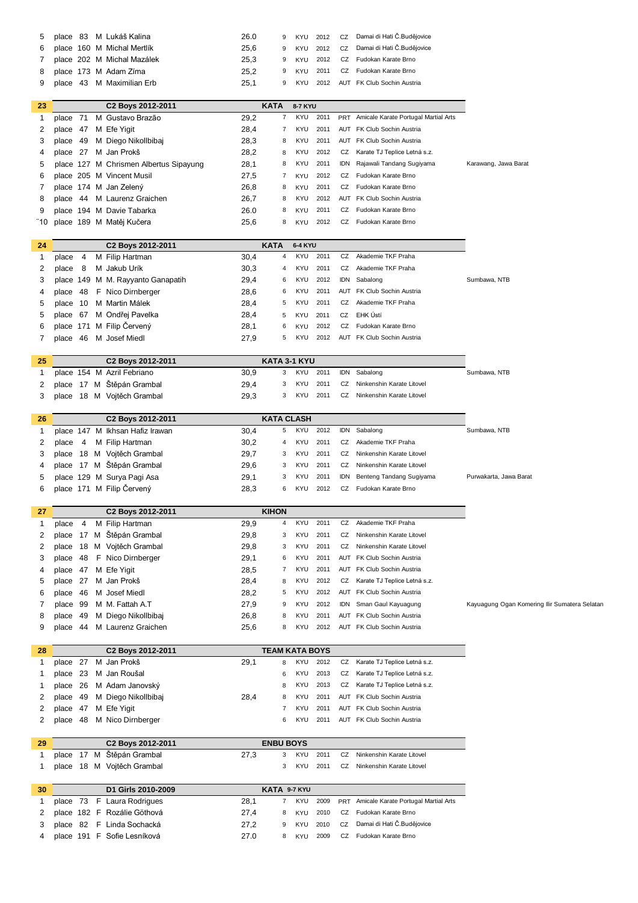| | | | | | | | | | | | |
|---|---|---|---|---|---|---|---|---|---|---|---|
| 5 | place | 83 | M | Lukáš Kalina | 26.0 | 9 | KYU | 2012 | CZ | Damai di Hati Č.Budějovice | |
| 6 | place | 160 | M | Michal Mertlík | 25,6 | 9 | KYU | 2012 | CZ | Damai di Hati Č.Budějovice | |
| 7 | place | 202 | M | Michal Mazálek | 25,3 | 9 | KYU | 2012 | CZ | Fudokan Karate Brno | |
| 8 | place | 173 | M | Adam Zíma | 25,2 | 9 | KYU | 2011 | CZ | Fudokan Karate Brno | |
| 9 | place | 43 | M | Maximilian Erb | 25,1 | 9 | KYU | 2012 | AUT | FK Club Sochin Austria | |

| **23** | | | | **C2 Boys 2012-2011** | | **KATA** | **8-7 KYU** | | | | |
|---|---|---|---|---|---|---|---|---|---|---|---|
| 1 | place | 71 | M | Gustavo Brazão | 29,2 | 7 | KYU | 2011 | PRT | Amicale Karate Portugal Martial Arts | |
| 2 | place | 47 | M | Efe Yigit | 28,4 | 7 | KYU | 2011 | AUT | FK Club Sochin Austria | |
| 3 | place | 49 | M | Diego Nikollbibaj | 28,3 | 8 | KYU | 2011 | AUT | FK Club Sochin Austria | |
| 4 | place | 27 | M | Jan Prokš | 28,2 | 8 | KYU | 2012 | CZ | Karate TJ Teplice Letná s.z. | |
| 5 | place | 127 | M | Chrismen Albertus Sipayung | 28,1 | 8 | KYU | 2011 | IDN | Rajawali Tandang Sugiyama | Karawang, Jawa Barat |
| 6 | place | 205 | M | Vincent Musil | 27,5 | 7 | KYU | 2012 | CZ | Fudokan Karate Brno | |
| 7 | place | 174 | M | Jan Zelený | 26,8 | 8 | KYU | 2011 | CZ | Fudokan Karate Brno | |
| 8 | place | 44 | M | Laurenz Graichen | 26,7 | 8 | KYU | 2012 | AUT | FK Club Sochin Austria | |
| 9 | place | 194 | M | Davie Tabarka | 26.0 | 8 | KYU | 2011 | CZ | Fudokan Karate Brno | |
| ¨10 | place | 189 | M | Matěj Kučera | 25,6 | 8 | KYU | 2012 | CZ | Fudokan Karate Brno | |

| **24** | | | | **C2 Boys 2012-2011** | | **KATA** | **6-4 KYU** | | | | |
|---|---|---|---|---|---|---|---|---|---|---|---|
| 1 | place | 4 | M | Filip Hartman | 30,4 | 4 | KYU | 2011 | CZ | Akademie TKF Praha | |
| 2 | place | 8 | M | Jakub Urík | 30,3 | 4 | KYU | 2011 | CZ | Akademie TKF Praha | |
| 3 | place | 149 | M | M. Rayyanto Ganapatih | 29,4 | 6 | KYU | 2012 | IDN | Sabalong | Sumbawa, NTB |
| 4 | place | 48 | F | Nico Dirnberger | 28,6 | 6 | KYU | 2011 | AUT | FK Club Sochin Austria | |
| 5 | place | 10 | M | Martin Málek | 28,4 | 5 | KYU | 2011 | CZ | Akademie TKF Praha | |
| 5 | place | 67 | M | Ondřej Pavelka | 28,4 | 5 | KYU | 2011 | CZ | EHK Ústí | |
| 6 | place | 171 | M | Filip Červený | 28,1 | 6 | KYU | 2012 | CZ | Fudokan Karate Brno | |
| 7 | place | 46 | M | Josef Miedl | 27,9 | 5 | KYU | 2012 | AUT | FK Club Sochin Austria | |

| **25** | | | | **C2 Boys 2012-2011** | | **KATA 3-1 KYU** | | | | | |
|---|---|---|---|---|---|---|---|---|---|---|---|
| 1 | place | 154 | M | Azril Febriano | 30,9 | 3 | KYU | 2011 | IDN | Sabalong | Sumbawa, NTB |
| 2 | place | 17 | M | Štěpán Grambal | 29,4 | 3 | KYU | 2011 | CZ | Ninkenshin Karate Litovel | |
| 3 | place | 18 | M | Vojtěch Grambal | 29,3 | 3 | KYU | 2011 | CZ | Ninkenshin Karate Litovel | |

| **26** | | | | **C2 Boys 2012-2011** | | **KATA CLASH** | | | | | |
|---|---|---|---|---|---|---|---|---|---|---|---|
| 1 | place | 147 | M | Ikhsan Hafiz Irawan | 30,4 | 5 | KYU | 2012 | IDN | Sabalong | Sumbawa, NTB |
| 2 | place | 4 | M | Filip Hartman | 30,2 | 4 | KYU | 2011 | CZ | Akademie TKF Praha | |
| 3 | place | 18 | M | Vojtěch Grambal | 29,7 | 3 | KYU | 2011 | CZ | Ninkenshin Karate Litovel | |
| 4 | place | 17 | M | Štěpán Grambal | 29,6 | 3 | KYU | 2011 | CZ | Ninkenshin Karate Litovel | |
| 5 | place | 129 | M | Surya Pagi Asa | 29,1 | 3 | KYU | 2011 | IDN | Benteng Tandang Sugiyama | Purwakarta, Jawa Barat |
| 6 | place | 171 | M | Filip Červený | 28,3 | 6 | KYU | 2012 | CZ | Fudokan Karate Brno | |

| **27** | | | | **C2 Boys 2012-2011** | | **KIHON** | | | | | |
|---|---|---|---|---|---|---|---|---|---|---|---|
| 1 | place | 4 | M | Filip Hartman | 29,9 | 4 | KYU | 2011 | CZ | Akademie TKF Praha | |
| 2 | place | 17 | M | Štěpán Grambal | 29,8 | 3 | KYU | 2011 | CZ | Ninkenshin Karate Litovel | |
| 2 | place | 18 | M | Vojtěch Grambal | 29,8 | 3 | KYU | 2011 | CZ | Ninkenshin Karate Litovel | |
| 3 | place | 48 | F | Nico Dirnberger | 29,1 | 6 | KYU | 2011 | AUT | FK Club Sochin Austria | |
| 4 | place | 47 | M | Efe Yigit | 28,5 | 7 | KYU | 2011 | AUT | FK Club Sochin Austria | |
| 5 | place | 27 | M | Jan Prokš | 28,4 | 8 | KYU | 2012 | CZ | Karate TJ Teplice Letná s.z. | |
| 6 | place | 46 | M | Josef Miedl | 28,2 | 5 | KYU | 2012 | AUT | FK Club Sochin Austria | |
| 7 | place | 99 | M | M. Fattah A.T | 27,9 | 9 | KYU | 2012 | IDN | Sman Gaul Kayuagung | Kayuagung Ogan Komering Ilir Sumatera Selatan |
| 8 | place | 49 | M | Diego Nikollbibaj | 26,8 | 8 | KYU | 2011 | AUT | FK Club Sochin Austria | |
| 9 | place | 44 | M | Laurenz Graichen | 25,6 | 8 | KYU | 2012 | AUT | FK Club Sochin Austria | |

| **28** | | | | **C2 Boys 2012-2011** | | **TEAM KATA BOYS** | | | | | |
|---|---|---|---|---|---|---|---|---|---|---|---|
| 1 | place | 27 | M | Jan Prokš | 29,1 | 8 | KYU | 2012 | CZ | Karate TJ Teplice Letná s.z. | |
| 1 | place | 23 | M | Jan Roušal | | 6 | KYU | 2013 | CZ | Karate TJ Teplice Letná s.z. | |
| 1 | place | 26 | M | Adam Janovský | | 8 | KYU | 2013 | CZ | Karate TJ Teplice Letná s.z. | |
| 2 | place | 49 | M | Diego Nikollbibaj | 28,4 | 8 | KYU | 2011 | AUT | FK Club Sochin Austria | |
| 2 | place | 47 | M | Efe Yigit | | 7 | KYU | 2011 | AUT | FK Club Sochin Austria | |
| 2 | place | 48 | M | Nico Dirnberger | | 6 | KYU | 2011 | AUT | FK Club Sochin Austria | |

| **29** | | | | **C2 Boys 2012-2011** | | **ENBU BOYS** | | | | | |
|---|---|---|---|---|---|---|---|---|---|---|---|
| 1 | place | 17 | M | Štěpán Grambal | 27,3 | 3 | KYU | 2011 | CZ | Ninkenshin Karate Litovel | |
| 1 | place | 18 | M | Vojtěch Grambal | | 3 | KYU | 2011 | CZ | Ninkenshin Karate Litovel | |

| **30** | | | | **D1 Girls 2010-2009** | | **KATA** | **9-7 KYU** | | | | |
|---|---|---|---|---|---|---|---|---|---|---|---|
| 1 | place | 73 | F | Laura Rodrigues | 28,1 | 7 | KYU | 2009 | PRT | Amicale Karate Portugal Martial Arts | |
| 2 | place | 182 | F | Rozálie Göthová | 27,4 | 8 | KYU | 2010 | CZ | Fudokan Karate Brno | |
| 3 | place | 82 | F | Linda Sochacká | 27,2 | 9 | KYU | 2010 | CZ | Damai di Hati Č.Budějovice | |
| 4 | place | 191 | F | Sofie Lesníková | 27.0 | 8 | KYU | 2009 | CZ | Fudokan Karate Brno | |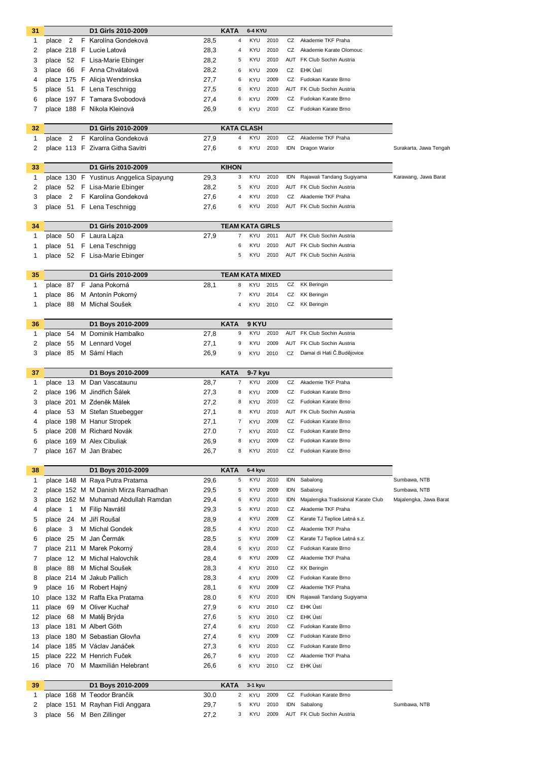| 31 | | | | D1 Girls 2010-2009 | | KATA | 6-4 KYU | | | | |
|---|---|---|---|---|---|---|---|---|---|---|---|
| 1 | place | 2 | F | Karolína Gondeková | 28,5 | 4 | KYU | 2010 | CZ | Akademie TKF Praha | |
| 2 | place | 218 | F | Lucie Latová | 28,3 | 4 | KYU | 2010 | CZ | Akademie Karate Olomouc | |
| 3 | place | 52 | F | Lisa-Marie Ebinger | 28,2 | 5 | KYU | 2010 | AUT | FK Club Sochin Austria | |
| 3 | place | 66 | F | Anna Chvátalová | 28,2 | 6 | KYU | 2009 | CZ | EHK Ústí | |
| 4 | place | 175 | F | Alicja Wendrinska | 27,7 | 6 | KYU | 2009 | CZ | Fudokan Karate Brno | |
| 5 | place | 51 | F | Lena Teschnigg | 27,5 | 6 | KYU | 2010 | AUT | FK Club Sochin Austria | |
| 6 | place | 197 | F | Tamara Svobodová | 27,4 | 6 | KYU | 2009 | CZ | Fudokan Karate Brno | |
| 7 | place | 188 | F | Nikola Kleinová | 26,9 | 6 | KYU | 2010 | CZ | Fudokan Karate Brno | |

| 32 | | | | D1 Girls 2010-2009 | | KATA CLASH | | | | | |
|---|---|---|---|---|---|---|---|---|---|---|---|
| 1 | place | 2 | F | Karolína Gondeková | 27,9 | 4 | KYU | 2010 | CZ | Akademie TKF Praha | |
| 2 | place | 113 | F | Zivarra Githa Savitri | 27,6 | 6 | KYU | 2010 | IDN | Dragon Warior | Surakarta, Jawa Tengah |

| 33 | | | | D1 Girls 2010-2009 | | KIHON | | | | | |
|---|---|---|---|---|---|---|---|---|---|---|---|
| 1 | place | 130 | F | Yustinus Anggelica Sipayung | 29,3 | 3 | KYU | 2010 | IDN | Rajawali Tandang Sugiyama | Karawang, Jawa Barat |
| 2 | place | 52 | F | Lisa-Marie Ebinger | 28,2 | 5 | KYU | 2010 | AUT | FK Club Sochin Austria | |
| 3 | place | 2 | F | Karolína Gondeková | 27,6 | 4 | KYU | 2010 | CZ | Akademie TKF Praha | |
| 3 | place | 51 | F | Lena Teschnigg | 27,6 | 6 | KYU | 2010 | AUT | FK Club Sochin Austria | |

| 34 | | | | D1 Girls 2010-2009 | | TEAM KATA GIRLS | | | | | |
|---|---|---|---|---|---|---|---|---|---|---|---|
| 1 | place | 50 | F | Laura Lajza | 27,9 | 7 | KYU | 2011 | AUT | FK Club Sochin Austria | |
| 1 | place | 51 | F | Lena Teschnigg | | 6 | KYU | 2010 | AUT | FK Club Sochin Austria | |
| 1 | place | 52 | F | Lisa-Marie Ebinger | | 5 | KYU | 2010 | AUT | FK Club Sochin Austria | |

| 35 | | | | D1 Girls 2010-2009 | | TEAM KATA MIXED | | | | | |
|---|---|---|---|---|---|---|---|---|---|---|---|
| 1 | place | 87 | F | Jana Pokorná | 28,1 | 8 | KYU | 2015 | CZ | KK Beringin | |
| 1 | place | 86 | M | Antonín Pokorný | | 7 | KYU | 2014 | CZ | KK Beringin | |
| 1 | place | 88 | M | Michal Soušek | | 4 | KYU | 2010 | CZ | KK Beringin | |

| 36 | | | | D1 Boys 2010-2009 | | KATA | 9 KYU | | | | |
|---|---|---|---|---|---|---|---|---|---|---|---|
| 1 | place | 54 | M | Dominik Hambalko | 27,8 | 9 | KYU | 2010 | AUT | FK Club Sochin Austria | |
| 2 | place | 55 | M | Lennard Vogel | 27,1 | 9 | KYU | 2009 | AUT | FK Club Sochin Austria | |
| 3 | place | 85 | M | Sámí Hlach | 26,9 | 9 | KYU | 2010 | CZ | Damai di Hati Č.Budějovice | |

| 37 | | | | D1 Boys 2010-2009 | | KATA | 9-7 kyu | | | | |
|---|---|---|---|---|---|---|---|---|---|---|---|
| 1 | place | 13 | M | Dan Vascataunu | 28,7 | 7 | KYU | 2009 | CZ | Akademie TKF Praha | |
| 2 | place | 196 | M | Jindřich Šálek | 27,3 | 8 | KYU | 2009 | CZ | Fudokan Karate Brno | |
| 3 | place | 201 | M | Zdeněk Málek | 27,2 | 8 | KYU | 2010 | CZ | Fudokan Karate Brno | |
| 4 | place | 53 | M | Stefan Stuebegger | 27,1 | 8 | KYU | 2010 | AUT | FK Club Sochin Austria | |
| 4 | place | 198 | M | Hanur Stropek | 27,1 | 7 | KYU | 2009 | CZ | Fudokan Karate Brno | |
| 5 | place | 208 | M | Richard Novák | 27.0 | 7 | KYU | 2010 | CZ | Fudokan Karate Brno | |
| 6 | place | 169 | M | Alex Cibuliak | 26,9 | 8 | KYU | 2009 | CZ | Fudokan Karate Brno | |
| 7 | place | 167 | M | Jan Brabec | 26,7 | 8 | KYU | 2010 | CZ | Fudokan Karate Brno | |

| 38 | | | | D1 Boys 2010-2009 | | KATA | 6-4 kyu | | | | |
|---|---|---|---|---|---|---|---|---|---|---|---|
| 1 | place | 148 | M | Raya Putra Pratama | 29,6 | 5 | KYU | 2010 | IDN | Sabalong | Sumbawa, NTB |
| 2 | place | 152 | M | M Danish Mirza Ramadhan | 29,5 | 5 | KYU | 2009 | IDN | Sabalong | Sumbawa, NTB |
| 3 | place | 162 | M | Muhamad Abdullah Ramdan | 29,4 | 6 | KYU | 2010 | IDN | Majalengka Tradisional Karate Club | Majalengka, Jawa Barat |
| 4 | place | 1 | M | Filip Navrátil | 29,3 | 5 | KYU | 2010 | CZ | Akademie TKF Praha | |
| 5 | place | 24 | M | Jiří Roušal | 28,9 | 4 | KYU | 2009 | CZ | Karate TJ Teplice Letná s.z. | |
| 6 | place | 3 | M | Michal Gondek | 28,5 | 4 | KYU | 2010 | CZ | Akademie TKF Praha | |
| 6 | place | 25 | M | Jan Čermák | 28,5 | 5 | KYU | 2009 | CZ | Karate TJ Teplice Letná s.z. | |
| 7 | place | 211 | M | Marek Pokorný | 28,4 | 6 | KYU | 2010 | CZ | Fudokan Karate Brno | |
| 7 | place | 12 | M | Michal Halovchik | 28,4 | 6 | KYU | 2009 | CZ | Akademie TKF Praha | |
| 8 | place | 88 | M | Michal Soušek | 28,3 | 4 | KYU | 2010 | CZ | KK Beringin | |
| 8 | place | 214 | M | Jakub Pallich | 28,3 | 4 | KYU | 2009 | CZ | Fudokan Karate Brno | |
| 9 | place | 16 | M | Robert Hajný | 28,1 | 6 | KYU | 2009 | CZ | Akademie TKF Praha | |
| 10 | place | 132 | M | Raffa Eka Pratama | 28.0 | 6 | KYU | 2010 | IDN | Rajawali Tandang Sugiyama | |
| 11 | place | 69 | M | Oliver Kuchař | 27,9 | 6 | KYU | 2010 | CZ | EHK Ústí | |
| 12 | place | 68 | M | Matěj Brýda | 27,6 | 5 | KYU | 2010 | CZ | EHK Ústí | |
| 13 | place | 181 | M | Albert Göth | 27,4 | 6 | KYU | 2010 | CZ | Fudokan Karate Brno | |
| 13 | place | 180 | M | Sebastian Glovňa | 27,4 | 6 | KYU | 2009 | CZ | Fudokan Karate Brno | |
| 14 | place | 185 | M | Václav Janáček | 27,3 | 6 | KYU | 2010 | CZ | Fudokan Karate Brno | |
| 15 | place | 222 | M | Henrich Fuček | 26,7 | 6 | KYU | 2010 | CZ | Akademie TKF Praha | |
| 16 | place | 70 | M | Maxmilián Helebrant | 26,6 | 6 | KYU | 2010 | CZ | EHK Ústí | |

| 39 | | | | D1 Boys 2010-2009 | | KATA | 3-1 kyu | | | | |
|---|---|---|---|---|---|---|---|---|---|---|---|
| 1 | place | 168 | M | Teodor Brančík | 30.0 | 2 | KYU | 2009 | CZ | Fudokan Karate Brno | |
| 2 | place | 151 | M | Rayhan Fidi Anggara | 29,7 | 5 | KYU | 2010 | IDN | Sabalong | Sumbawa, NTB |
| 3 | place | 56 | M | Ben Zillinger | 27,2 | 3 | KYU | 2009 | AUT | FK Club Sochin Austria | |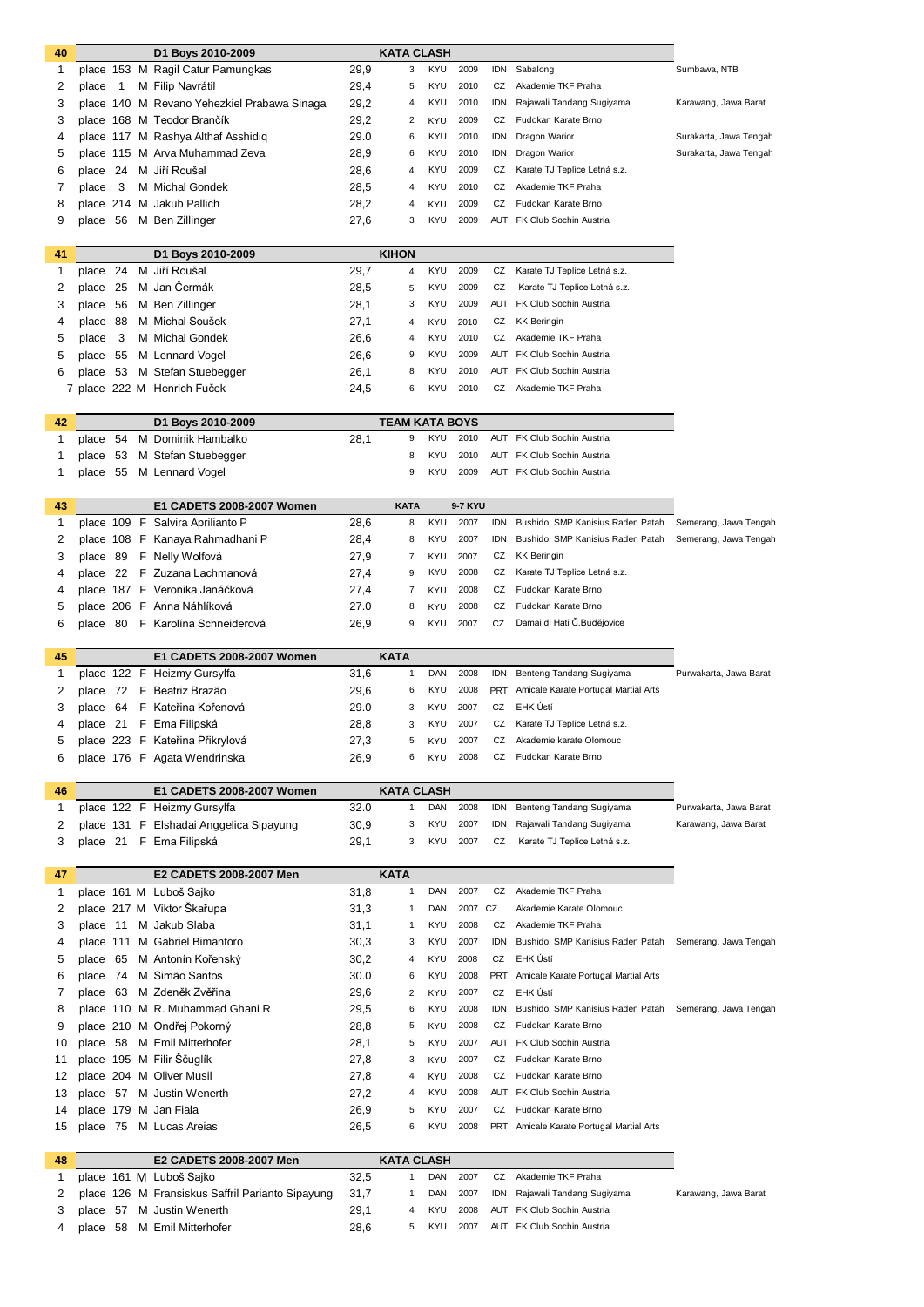| 40 | | | | D1 Boys 2010-2009 | | KATA CLASH | | | | | |
|---|---|---|---|---|---|---|---|---|---|---|---|
| 1 | place | 153 | M | Ragil Catur Pamungkas | 29,9 | 3 | KYU | 2009 | IDN | Sabalong | Sumbawa, NTB |
| 2 | place | 1 | M | Filip Navrátil | 29,4 | 5 | KYU | 2010 | CZ | Akademie TKF Praha | |
| 3 | place | 140 | M | Revano Yehezkiel Prabawa Sinaga | 29,2 | 4 | KYU | 2010 | IDN | Rajawali Tandang Sugiyama | Karawang, Jawa Barat |
| 3 | place | 168 | M | Teodor Brančík | 29,2 | 2 | KYU | 2009 | CZ | Fudokan Karate Brno | |
| 4 | place | 117 | M | Rashya Althaf Asshidiq | 29.0 | 6 | KYU | 2010 | IDN | Dragon Warior | Surakarta, Jawa Tengah |
| 5 | place | 115 | M | Arva Muhammad Zeva | 28,9 | 6 | KYU | 2010 | IDN | Dragon Warior | Surakarta, Jawa Tengah |
| 6 | place | 24 | M | Jiří Roušal | 28,6 | 4 | KYU | 2009 | CZ | Karate TJ Teplice Letná s.z. | |
| 7 | place | 3 | M | Michal Gondek | 28,5 | 4 | KYU | 2010 | CZ | Akademie TKF Praha | |
| 8 | place | 214 | M | Jakub Pallich | 28,2 | 4 | KYU | 2009 | CZ | Fudokan Karate Brno | |
| 9 | place | 56 | M | Ben Zillinger | 27,6 | 3 | KYU | 2009 | AUT | FK Club Sochin Austria | |

| 41 | | | | D1 Boys 2010-2009 | | KIHON | | | | |
|---|---|---|---|---|---|---|---|---|---|---|
| 1 | place | 24 | M | Jiří Roušal | 29,7 | 4 | KYU | 2009 | CZ | Karate TJ Teplice Letná s.z. |
| 2 | place | 25 | M | Jan Čermák | 28,5 | 5 | KYU | 2009 | CZ | Karate TJ Teplice Letná s.z. |
| 3 | place | 56 | M | Ben Zillinger | 28,1 | 3 | KYU | 2009 | AUT | FK Club Sochin Austria |
| 4 | place | 88 | M | Michal Soušek | 27,1 | 4 | KYU | 2010 | CZ | KK Beringin |
| 5 | place | 3 | M | Michal Gondek | 26,6 | 4 | KYU | 2010 | CZ | Akademie TKF Praha |
| 5 | place | 55 | M | Lennard Vogel | 26,6 | 9 | KYU | 2009 | AUT | FK Club Sochin Austria |
| 6 | place | 53 | M | Stefan Stuebegger | 26,1 | 8 | KYU | 2010 | AUT | FK Club Sochin Austria |
| 7 | place | 222 | M | Henrich Fuček | 24,5 | 6 | KYU | 2010 | CZ | Akademie TKF Praha |

| 42 | | | | D1 Boys 2010-2009 | | TEAM KATA BOYS | | | | |
|---|---|---|---|---|---|---|---|---|---|---|
| 1 | place | 54 | M | Dominik Hambalko | 28,1 | 9 | KYU | 2010 | AUT | FK Club Sochin Austria |
| 1 | place | 53 | M | Stefan Stuebegger | | 8 | KYU | 2010 | AUT | FK Club Sochin Austria |
| 1 | place | 55 | M | Lennard Vogel | | 9 | KYU | 2009 | AUT | FK Club Sochin Austria |

| 43 | | | | E1 CADETS 2008-2007 Women | | KATA | | 9-7 KYU | | | |
|---|---|---|---|---|---|---|---|---|---|---|---|
| 1 | place | 109 | F | Salvira Aprilianto P | 28,6 | 8 | KYU | 2007 | IDN | Bushido, SMP Kanisius Raden Patah | Semerang, Jawa Tengah |
| 2 | place | 108 | F | Kanaya Rahmadhani P | 28,4 | 8 | KYU | 2007 | IDN | Bushido, SMP Kanisius Raden Patah | Semerang, Jawa Tengah |
| 3 | place | 89 | F | Nelly Wolfová | 27,9 | 7 | KYU | 2007 | CZ | KK Beringin | |
| 4 | place | 22 | F | Zuzana Lachmanová | 27,4 | 9 | KYU | 2008 | CZ | Karate TJ Teplice Letná s.z. | |
| 4 | place | 187 | F | Veronika Janáčková | 27,4 | 7 | KYU | 2008 | CZ | Fudokan Karate Brno | |
| 5 | place | 206 | F | Anna Náhlíková | 27.0 | 8 | KYU | 2008 | CZ | Fudokan Karate Brno | |
| 6 | place | 80 | F | Karolína Schneiderová | 26,9 | 9 | KYU | 2007 | CZ | Damai di Hati Č.Budějovice | |

| 45 | | | | E1 CADETS 2008-2007 Women | | KATA | | | | | |
|---|---|---|---|---|---|---|---|---|---|---|---|
| 1 | place | 122 | F | Heizmy Gursylfa | 31,6 | 1 | DAN | 2008 | IDN | Benteng Tandang Sugiyama | Purwakarta, Jawa Barat |
| 2 | place | 72 | F | Beatriz Brazão | 29,6 | 6 | KYU | 2008 | PRT | Amicale Karate Portugal Martial Arts | |
| 3 | place | 64 | F | Kateřina Kořenová | 29.0 | 3 | KYU | 2007 | CZ | EHK Ústí | |
| 4 | place | 21 | F | Ema Filipská | 28,8 | 3 | KYU | 2007 | CZ | Karate TJ Teplice Letná s.z. | |
| 5 | place | 223 | F | Kateřina Přikrylová | 27,3 | 5 | KYU | 2007 | CZ | Akademie karate Olomouc | |
| 6 | place | 176 | F | Agata Wendrinska | 26,9 | 6 | KYU | 2008 | CZ | Fudokan Karate Brno | |

| 46 | | | | E1 CADETS 2008-2007 Women | | KATA CLASH | | | | | |
|---|---|---|---|---|---|---|---|---|---|---|---|
| 1 | place | 122 | F | Heizmy Gursylfa | 32.0 | 1 | DAN | 2008 | IDN | Benteng Tandang Sugiyama | Purwakarta, Jawa Barat |
| 2 | place | 131 | F | Elshadai Anggelica Sipayung | 30,9 | 3 | KYU | 2007 | IDN | Rajawali Tandang Sugiyama | Karawang, Jawa Barat |
| 3 | place | 21 | F | Ema Filipská | 29,1 | 3 | KYU | 2007 | CZ | Karate TJ Teplice Letná s.z. | |

| 47 | | | | E2 CADETS 2008-2007 Men | | KATA | | | | | |
|---|---|---|---|---|---|---|---|---|---|---|---|
| 1 | place | 161 | M | Luboš Sajko | 31,8 | 1 | DAN | 2007 | CZ | Akademie TKF Praha | |
| 2 | place | 217 | M | Viktor Škařupa | 31,3 | 1 | DAN | 2007 | CZ | Akademie Karate Olomouc | |
| 3 | place | 11 | M | Jakub Slaba | 31,1 | 1 | KYU | 2008 | CZ | Akademie TKF Praha | |
| 4 | place | 111 | M | Gabriel Bimantoro | 30,3 | 3 | KYU | 2007 | IDN | Bushido, SMP Kanisius Raden Patah | Semerang, Jawa Tengah |
| 5 | place | 65 | M | Antonín Kořenský | 30,2 | 4 | KYU | 2008 | CZ | EHK Ústí | |
| 6 | place | 74 | M | Simão Santos | 30.0 | 6 | KYU | 2008 | PRT | Amicale Karate Portugal Martial Arts | |
| 7 | place | 63 | M | Zdeněk Zvěřina | 29,6 | 2 | KYU | 2007 | CZ | EHK Ústí | |
| 8 | place | 110 | M | R. Muhammad Ghani R | 29,5 | 6 | KYU | 2008 | IDN | Bushido, SMP Kanisius Raden Patah | Semerang, Jawa Tengah |
| 9 | place | 210 | M | Ondřej Pokorný | 28,8 | 5 | KYU | 2008 | CZ | Fudokan Karate Brno | |
| 10 | place | 58 | M | Emil Mitterhofer | 28,1 | 5 | KYU | 2007 | AUT | FK Club Sochin Austria | |
| 11 | place | 195 | M | Filir Ščuglík | 27,8 | 3 | KYU | 2007 | CZ | Fudokan Karate Brno | |
| 12 | place | 204 | M | Oliver Musil | 27,8 | 4 | KYU | 2008 | CZ | Fudokan Karate Brno | |
| 13 | place | 57 | M | Justin Wenerth | 27,2 | 4 | KYU | 2008 | AUT | FK Club Sochin Austria | |
| 14 | place | 179 | M | Jan Fiala | 26,9 | 5 | KYU | 2007 | CZ | Fudokan Karate Brno | |
| 15 | place | 75 | M | Lucas Areias | 26,5 | 6 | KYU | 2008 | PRT | Amicale Karate Portugal Martial Arts | |

| 48 | | | | E2 CADETS 2008-2007 Men | | KATA CLASH | | | | | |
|---|---|---|---|---|---|---|---|---|---|---|---|
| 1 | place | 161 | M | Luboš Sajko | 32,5 | 1 | DAN | 2007 | CZ | Akademie TKF Praha | |
| 2 | place | 126 | M | Fransiskus Saffril Parianto Sipayung | 31,7 | 1 | DAN | 2007 | IDN | Rajawali Tandang Sugiyama | Karawang, Jawa Barat |
| 3 | place | 57 | M | Justin Wenerth | 29,1 | 4 | KYU | 2008 | AUT | FK Club Sochin Austria | |
| 4 | place | 58 | M | Emil Mitterhofer | 28,6 | 5 | KYU | 2007 | AUT | FK Club Sochin Austria | |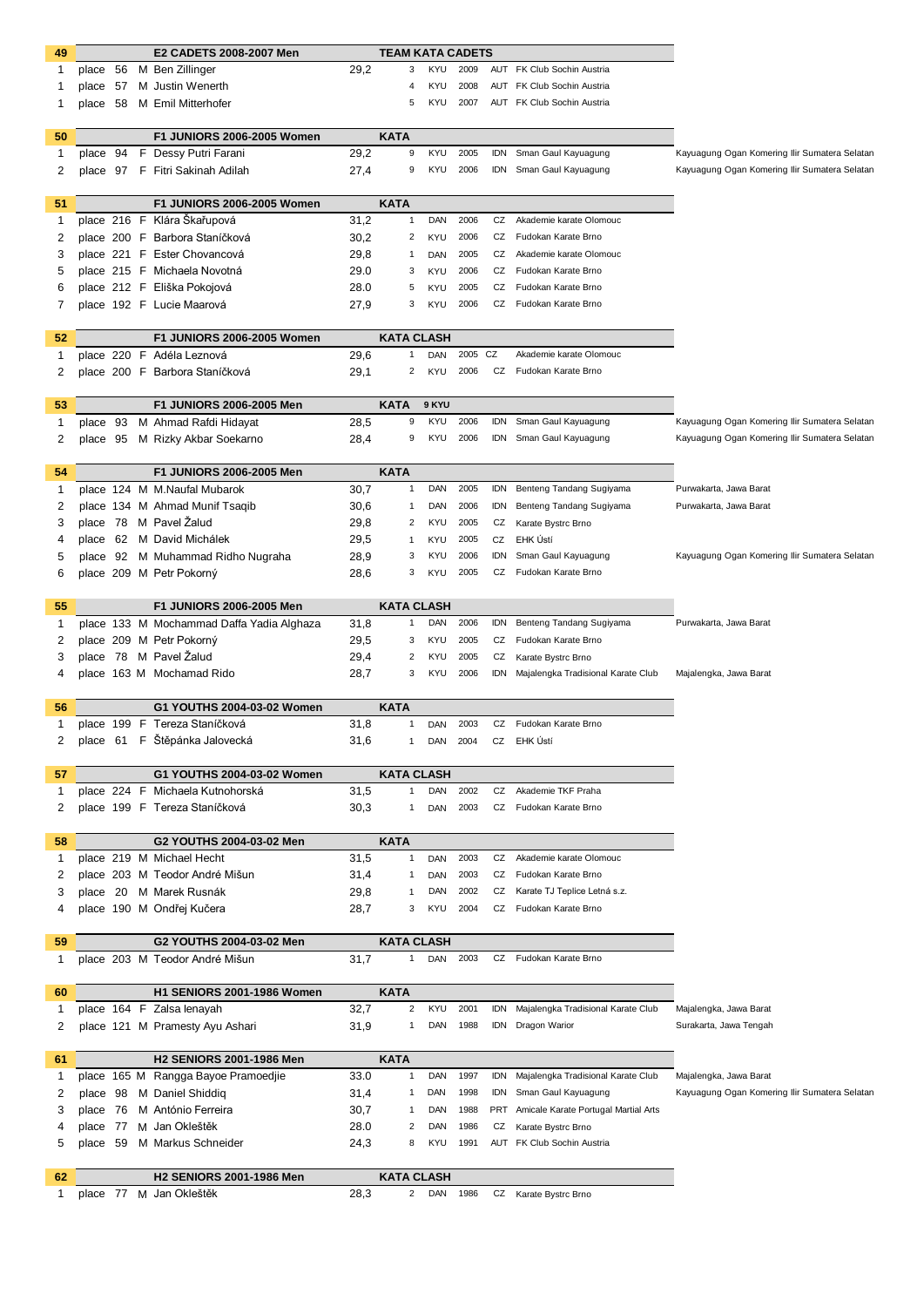| 49 | | | | E2 CADETS 2008-2007 Men | | TEAM KATA CADETS | | | | | |
|---|---|---|---|---|---|---|---|---|---|---|---|
| 1 | place | 56 | M | Ben Zillinger | 29,2 | 3 | KYU | 2009 | AUT | FK Club Sochin Austria | |
| 1 | place | 57 | M | Justin Wenerth | | 4 | KYU | 2008 | AUT | FK Club Sochin Austria | |
| 1 | place | 58 | M | Emil Mitterhofer | | 5 | KYU | 2007 | AUT | FK Club Sochin Austria | |

| 50 | | | | F1 JUNIORS 2006-2005 Women | | KATA | | | | | |
|---|---|---|---|---|---|---|---|---|---|---|---|
| 1 | place | 94 | F | Dessy Putri Farani | 29,2 | 9 | KYU | 2005 | IDN | Sman Gaul Kayuagung | Kayuagung Ogan Komering Ilir Sumatera Selatan |
| 2 | place | 97 | F | Fitri Sakinah Adilah | 27,4 | 9 | KYU | 2006 | IDN | Sman Gaul Kayuagung | Kayuagung Ogan Komering Ilir Sumatera Selatan |

| 51 | | | | F1 JUNIORS 2006-2005 Women | | KATA | | | | | |
|---|---|---|---|---|---|---|---|---|---|---|---|
| 1 | place | 216 | F | Klára Škařupová | 31,2 | 1 | DAN | 2006 | CZ | Akademie karate Olomouc | |
| 2 | place | 200 | F | Barbora Staníčková | 30,2 | 2 | KYU | 2006 | CZ | Fudokan Karate Brno | |
| 3 | place | 221 | F | Ester Chovancová | 29,8 | 1 | DAN | 2005 | CZ | Akademie karate Olomouc | |
| 5 | place | 215 | F | Michaela Novotná | 29.0 | 3 | KYU | 2006 | CZ | Fudokan Karate Brno | |
| 6 | place | 212 | F | Eliška Pokojová | 28.0 | 5 | KYU | 2005 | CZ | Fudokan Karate Brno | |
| 7 | place | 192 | F | Lucie Maarová | 27,9 | 3 | KYU | 2006 | CZ | Fudokan Karate Brno | |

| 52 | | | | F1 JUNIORS 2006-2005 Women | | KATA CLASH | | | | | |
|---|---|---|---|---|---|---|---|---|---|---|---|
| 1 | place | 220 | F | Adéla Leznová | 29,6 | 1 | DAN | 2005 | CZ | Akademie karate Olomouc | |
| 2 | place | 200 | F | Barbora Staníčková | 29,1 | 2 | KYU | 2006 | CZ | Fudokan Karate Brno | |

| 53 | | | | F1 JUNIORS 2006-2005 Men | | KATA | 9 KYU | | | | |
|---|---|---|---|---|---|---|---|---|---|---|---|
| 1 | place | 93 | M | Ahmad Rafdi Hidayat | 28,5 | 9 | KYU | 2006 | IDN | Sman Gaul Kayuagung | Kayuagung Ogan Komering Ilir Sumatera Selatan |
| 2 | place | 95 | M | Rizky Akbar Soekarno | 28,4 | 9 | KYU | 2006 | IDN | Sman Gaul Kayuagung | Kayuagung Ogan Komering Ilir Sumatera Selatan |

| 54 | | | | F1 JUNIORS 2006-2005 Men | | KATA | | | | | |
|---|---|---|---|---|---|---|---|---|---|---|---|
| 1 | place | 124 | M | M.Naufal Mubarok | 30,7 | 1 | DAN | 2005 | IDN | Benteng Tandang Sugiyama | Purwakarta, Jawa Barat |
| 2 | place | 134 | M | Ahmad Munif Tsaqib | 30,6 | 1 | DAN | 2006 | IDN | Benteng Tandang Sugiyama | Purwakarta, Jawa Barat |
| 3 | place | 78 | M | Pavel Žalud | 29,8 | 2 | KYU | 2005 | CZ | Karate Bystrc Brno | |
| 4 | place | 62 | M | David Michálek | 29,5 | 1 | KYU | 2005 | CZ | EHK Ústí | |
| 5 | place | 92 | M | Muhammad Ridho Nugraha | 28,9 | 3 | KYU | 2006 | IDN | Sman Gaul Kayuagung | Kayuagung Ogan Komering Ilir Sumatera Selatan |
| 6 | place | 209 | M | Petr Pokorný | 28,6 | 3 | KYU | 2005 | CZ | Fudokan Karate Brno | |

| 55 | | | | F1 JUNIORS 2006-2005 Men | | KATA CLASH | | | | | |
|---|---|---|---|---|---|---|---|---|---|---|---|
| 1 | place | 133 | M | Mochammad Daffa Yadia Alghaza | 31,8 | 1 | DAN | 2006 | IDN | Benteng Tandang Sugiyama | Purwakarta, Jawa Barat |
| 2 | place | 209 | M | Petr Pokorný | 29,5 | 3 | KYU | 2005 | CZ | Fudokan Karate Brno | |
| 3 | place | 78 | M | Pavel Žalud | 29,4 | 2 | KYU | 2005 | CZ | Karate Bystrc Brno | |
| 4 | place | 163 | M | Mochamad Rido | 28,7 | 3 | KYU | 2006 | IDN | Majalengka Tradisional Karate Club | Majalengka, Jawa Barat |

| 56 | | | | G1 YOUTHS 2004-03-02 Women | | KATA | | | | | |
|---|---|---|---|---|---|---|---|---|---|---|---|
| 1 | place | 199 | F | Tereza Staníčková | 31,8 | 1 | DAN | 2003 | CZ | Fudokan Karate Brno | |
| 2 | place | 61 | F | Štěpánka Jalovecká | 31,6 | 1 | DAN | 2004 | CZ | EHK Ústí | |

| 57 | | | | G1 YOUTHS 2004-03-02 Women | | KATA CLASH | | | | | |
|---|---|---|---|---|---|---|---|---|---|---|---|
| 1 | place | 224 | F | Michaela Kutnohorská | 31,5 | 1 | DAN | 2002 | CZ | Akademie TKF Praha | |
| 2 | place | 199 | F | Tereza Staníčková | 30,3 | 1 | DAN | 2003 | CZ | Fudokan Karate Brno | |

| 58 | | | | G2 YOUTHS 2004-03-02 Men | | KATA | | | | | |
|---|---|---|---|---|---|---|---|---|---|---|---|
| 1 | place | 219 | M | Michael Hecht | 31,5 | 1 | DAN | 2003 | CZ | Akademie karate Olomouc | |
| 2 | place | 203 | M | Teodor André Mišun | 31,4 | 1 | DAN | 2003 | CZ | Fudokan Karate Brno | |
| 3 | place | 20 | M | Marek Rusnák | 29,8 | 1 | DAN | 2002 | CZ | Karate TJ Teplice Letná s.z. | |
| 4 | place | 190 | M | Ondřej Kučera | 28,7 | 3 | KYU | 2004 | CZ | Fudokan Karate Brno | |

| 59 | | | | G2 YOUTHS 2004-03-02 Men | | KATA CLASH | | | | | |
|---|---|---|---|---|---|---|---|---|---|---|---|
| 1 | place | 203 | M | Teodor André Mišun | 31,7 | 1 | DAN | 2003 | CZ | Fudokan Karate Brno | |

| 60 | | | | H1 SENIORS 2001-1986 Women | | KATA | | | | | |
|---|---|---|---|---|---|---|---|---|---|---|---|
| 1 | place | 164 | F | Zalsa Ienayah | 32,7 | 2 | KYU | 2001 | IDN | Majalengka Tradisional Karate Club | Majalengka, Jawa Barat |
| 2 | place | 121 | M | Pramesty Ayu Ashari | 31,9 | 1 | DAN | 1988 | IDN | Dragon Warior | Surakarta, Jawa Tengah |

| 61 | | | | H2 SENIORS 2001-1986 Men | | KATA | | | | | |
|---|---|---|---|---|---|---|---|---|---|---|---|
| 1 | place | 165 | M | Rangga Bayoe Pramoedjie | 33.0 | 1 | DAN | 1997 | IDN | Majalengka Tradisional Karate Club | Majalengka, Jawa Barat |
| 2 | place | 98 | M | Daniel Shiddiq | 31,4 | 1 | DAN | 1998 | IDN | Sman Gaul Kayuagung | Kayuagung Ogan Komering Ilir Sumatera Selatan |
| 3 | place | 76 | M | António Ferreira | 30,7 | 1 | DAN | 1988 | PRT | Amicale Karate Portugal Martial Arts | |
| 4 | place | 77 | M | Jan Okleštěk | 28.0 | 2 | DAN | 1986 | CZ | Karate Bystrc Brno | |
| 5 | place | 59 | M | Markus Schneider | 24,3 | 8 | KYU | 1991 | AUT | FK Club Sochin Austria | |

| 62 | | | | H2 SENIORS 2001-1986 Men | | KATA CLASH | | | | | |
|---|---|---|---|---|---|---|---|---|---|---|---|
| 1 | place | 77 | M | Jan Okleštěk | 28,3 | 2 | DAN | 1986 | CZ | Karate Bystrc Brno | |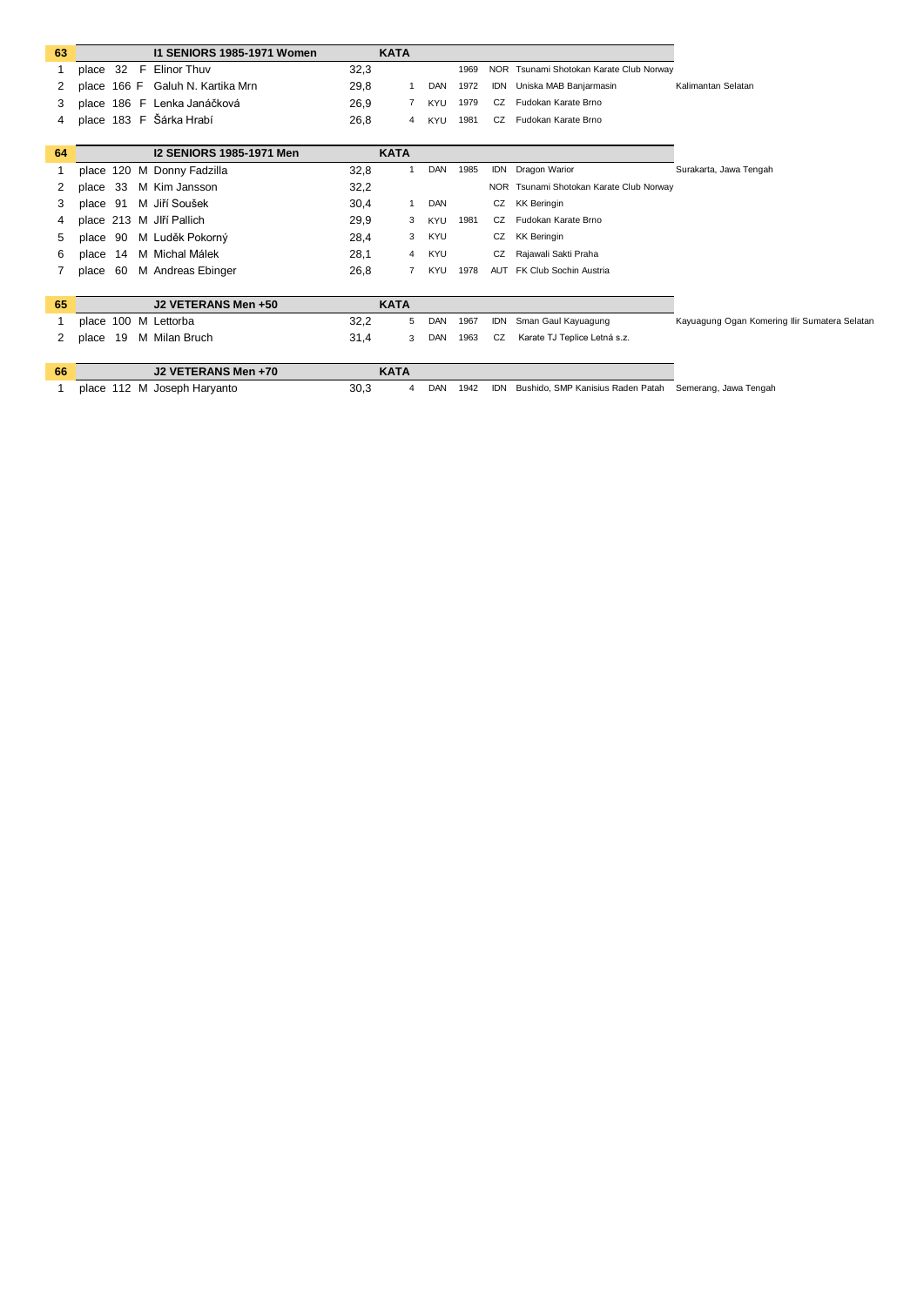| 63 | | | | I1 SENIORS 1985-1971 Women | | KATA | | | | | |
|---|---|---|---|---|---|---|---|---|---|---|---|
| 1 | place | 32 | F | Elinor Thuv | 32,3 | | | 1969 | NOR | Tsunami Shotokan Karate Club Norway | |
| 2 | place | 166 | F | Galuh N. Kartika Mrn | 29,8 | 1 | DAN | 1972 | IDN | Uniska MAB Banjarmasin | Kalimantan Selatan |
| 3 | place | 186 | F | Lenka Janáčková | 26,9 | 7 | KYU | 1979 | CZ | Fudokan Karate Brno | |
| 4 | place | 183 | F | Šárka Hrabí | 26,8 | 4 | KYU | 1981 | CZ | Fudokan Karate Brno | |

| 64 | | | | I2 SENIORS 1985-1971 Men | | KATA | | | | | |
|---|---|---|---|---|---|---|---|---|---|---|---|
| 1 | place | 120 | M | Donny Fadzilla | 32,8 | 1 | DAN | 1985 | IDN | Dragon Warior | Surakarta, Jawa Tengah |
| 2 | place | 33 | M | Kim Jansson | 32,2 | | | | NOR | Tsunami Shotokan Karate Club Norway | |
| 3 | place | 91 | M | Jiří Soušek | 30,4 | 1 | DAN | | CZ | KK Beringin | |
| 4 | place | 213 | M | JIří Pallich | 29,9 | 3 | KYU | 1981 | CZ | Fudokan Karate Brno | |
| 5 | place | 90 | M | Luděk Pokorný | 28,4 | 3 | KYU | | CZ | KK Beringin | |
| 6 | place | 14 | M | Michal Málek | 28,1 | 4 | KYU | | CZ | Rajawali Sakti Praha | |
| 7 | place | 60 | M | Andreas Ebinger | 26,8 | 7 | KYU | 1978 | AUT | FK Club Sochin Austria | |

| 65 | | | | J2 VETERANS Men +50 | | KATA | | | | | |
|---|---|---|---|---|---|---|---|---|---|---|---|
| 1 | place | 100 | M | Lettorba | 32,2 | 5 | DAN | 1967 | IDN | Sman Gaul Kayuagung | Kayuagung Ogan Komering Ilir Sumatera Selatan |
| 2 | place | 19 | M | Milan Bruch | 31,4 | 3 | DAN | 1963 | CZ | Karate TJ Teplice Letná s.z. | |

| 66 | | | | J2 VETERANS Men +70 | | KATA | | | | | |
|---|---|---|---|---|---|---|---|---|---|---|---|
| 1 | place | 112 | M | Joseph Haryanto | 30,3 | 4 | DAN | 1942 | IDN | Bushido, SMP Kanisius Raden Patah | Semerang, Jawa Tengah |